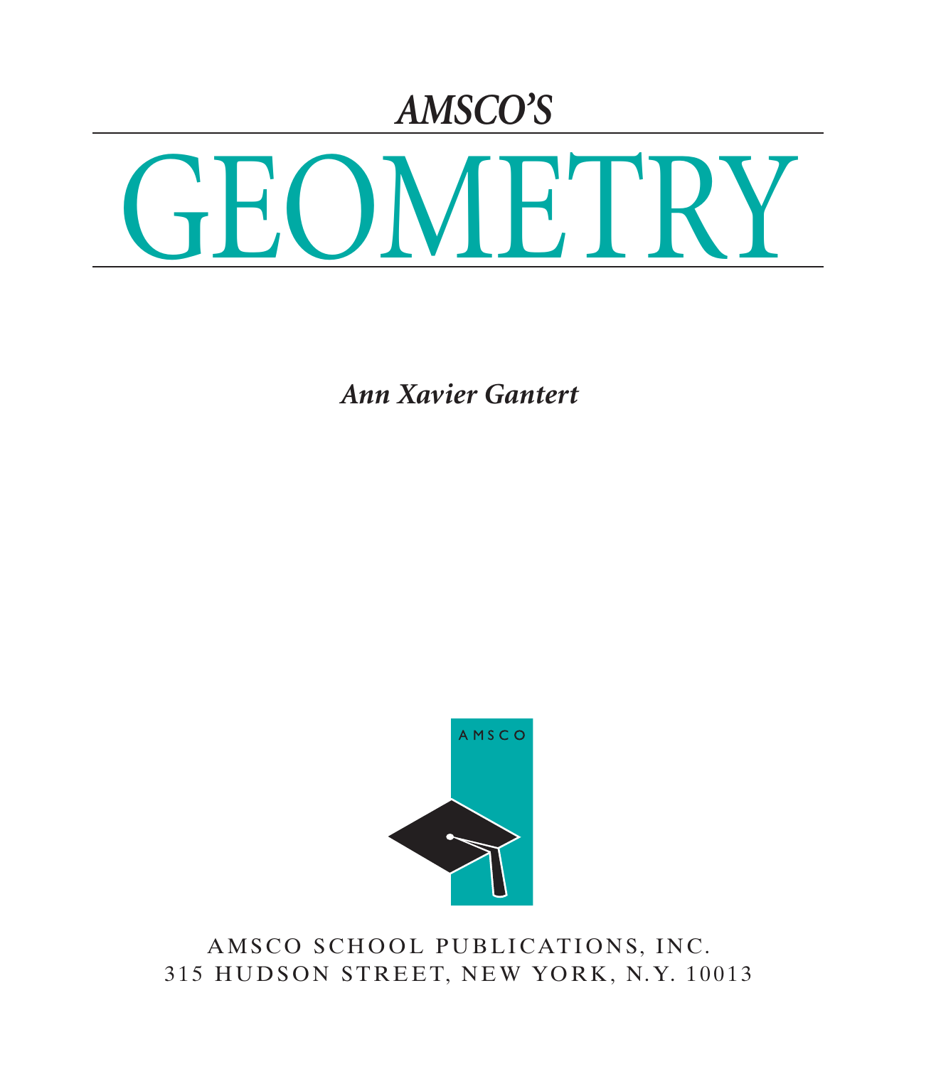*AMSCO'S*

# GEOMETRY

***Ann Xavier Gantert***

AMSCO

AMSCO SCHOOL PUBLICATIONS, INC.
315 HUDSON STREET, NEW YORK, N.Y. 10013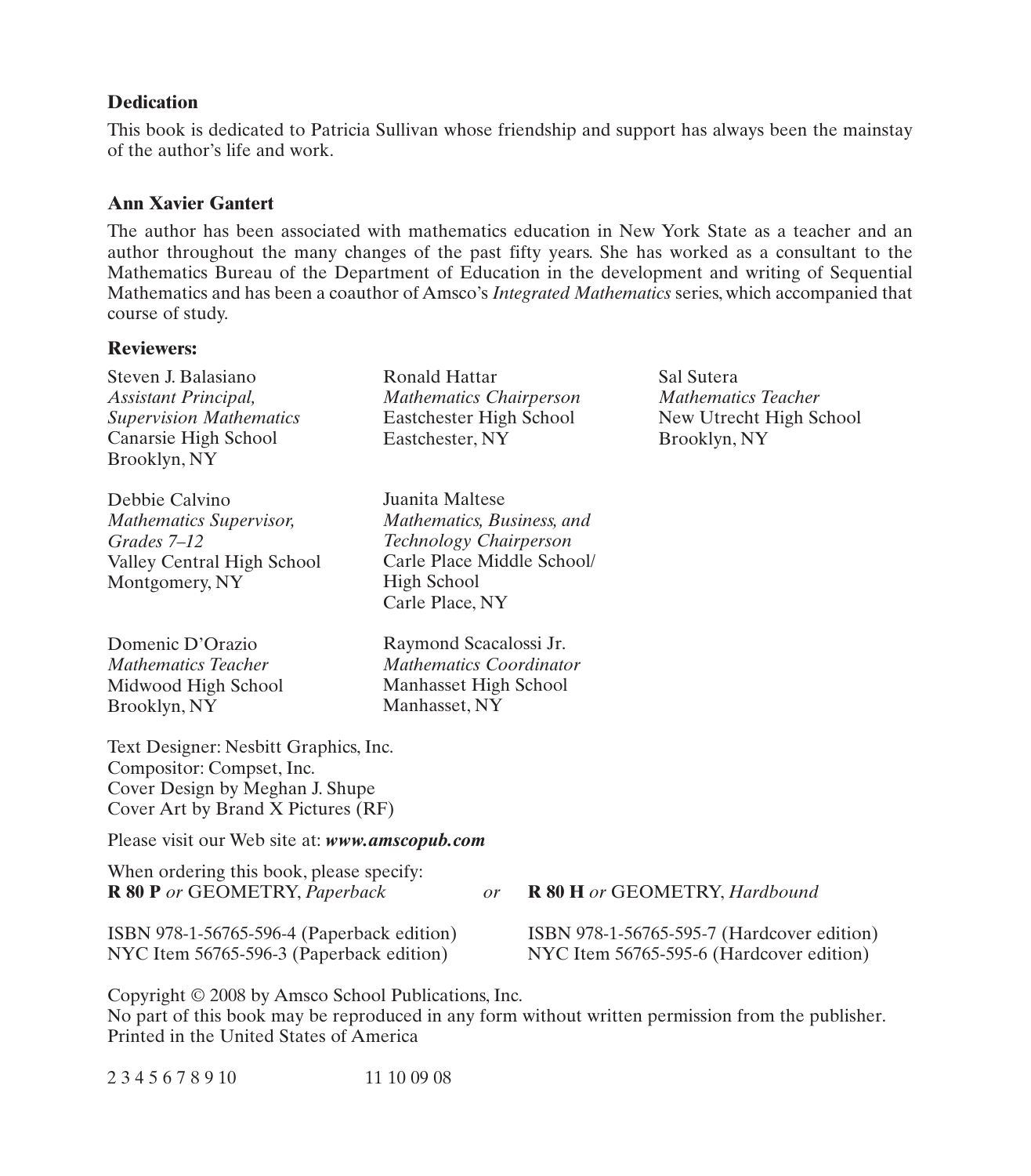**Dedication**

This book is dedicated to Patricia Sullivan whose friendship and support has always been the mainstay of the author's life and work.

**Ann Xavier Gantert**

The author has been associated with mathematics education in New York State as a teacher and an author throughout the many changes of the past fifty years. She has worked as a consultant to the Mathematics Bureau of the Department of Education in the development and writing of Sequential Mathematics and has been a coauthor of Amsco's *Integrated Mathematics* series, which accompanied that course of study.

**Reviewers:**

Steven J. Balasiano
*Assistant Principal,*
*Supervision Mathematics*
Canarsie High School
Brooklyn, NY

Debbie Calvino
*Mathematics Supervisor,*
*Grades 7–12*
Valley Central High School
Montgomery, NY

Domenic D'Orazio
*Mathematics Teacher*
Midwood High School
Brooklyn, NY

Ronald Hattar
*Mathematics Chairperson*
Eastchester High School
Eastchester, NY

Juanita Maltese
*Mathematics, Business, and*
*Technology Chairperson*
Carle Place Middle School/
High School
Carle Place, NY

Raymond Scacalossi Jr.
*Mathematics Coordinator*
Manhasset High School
Manhasset, NY

Sal Sutera
*Mathematics Teacher*
New Utrecht High School
Brooklyn, NY

Text Designer: Nesbitt Graphics, Inc.
Compositor: Compset, Inc.
Cover Design by Meghan J. Shupe
Cover Art by Brand X Pictures (RF)

Please visit our Web site at: ***www.amscopub.com***

When ordering this book, please specify:
**R 80 P** *or* GEOMETRY, *Paperback* *or* **R 80 H** *or* GEOMETRY, *Hardbound*

ISBN 978-1-56765-596-4 (Paperback edition)
NYC Item 56765-596-3 (Paperback edition)

ISBN 978-1-56765-595-7 (Hardcover edition)
NYC Item 56765-595-6 (Hardcover edition)

Copyright © 2008 by Amsco School Publications, Inc.
No part of this book may be reproduced in any form without written permission from the publisher.
Printed in the United States of America

2 3 4 5 6 7 8 9 10 11 10 09 08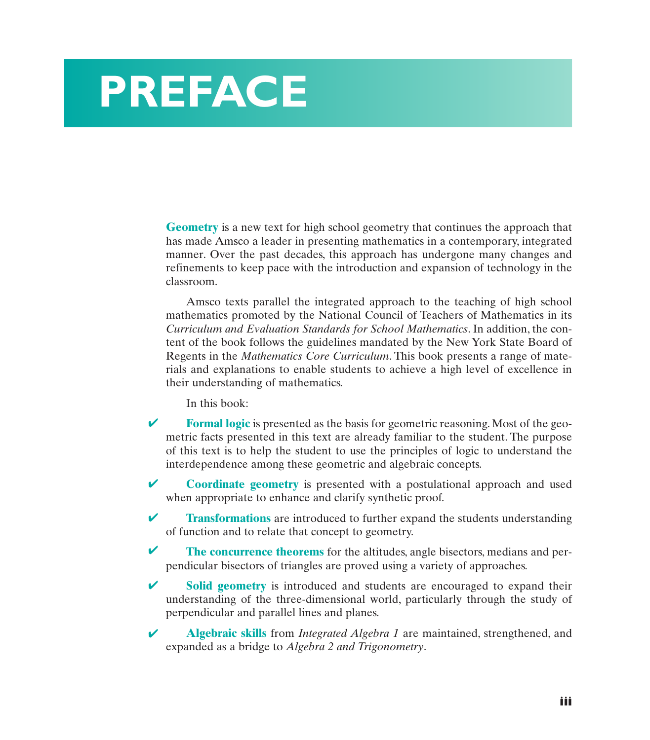# PREFACE

**Geometry** is a new text for high school geometry that continues the approach that has made Amsco a leader in presenting mathematics in a contemporary, integrated manner. Over the past decades, this approach has undergone many changes and refinements to keep pace with the introduction and expansion of technology in the classroom.

Amsco texts parallel the integrated approach to the teaching of high school mathematics promoted by the National Council of Teachers of Mathematics in its *Curriculum and Evaluation Standards for School Mathematics*. In addition, the content of the book follows the guidelines mandated by the New York State Board of Regents in the *Mathematics Core Curriculum*. This book presents a range of materials and explanations to enable students to achieve a high level of excellence in their understanding of mathematics.

In this book:

✔ **Formal logic** is presented as the basis for geometric reasoning. Most of the geometric facts presented in this text are already familiar to the student. The purpose of this text is to help the student to use the principles of logic to understand the interdependence among these geometric and algebraic concepts.

✔ **Coordinate geometry** is presented with a postulational approach and used when appropriate to enhance and clarify synthetic proof.

✔ **Transformations** are introduced to further expand the students understanding of function and to relate that concept to geometry.

✔ **The concurrence theorems** for the altitudes, angle bisectors, medians and perpendicular bisectors of triangles are proved using a variety of approaches.

✔ **Solid geometry** is introduced and students are encouraged to expand their understanding of the three-dimensional world, particularly through the study of perpendicular and parallel lines and planes.

✔ **Algebraic skills** from *Integrated Algebra 1* are maintained, strengthened, and expanded as a bridge to *Algebra 2 and Trigonometry*.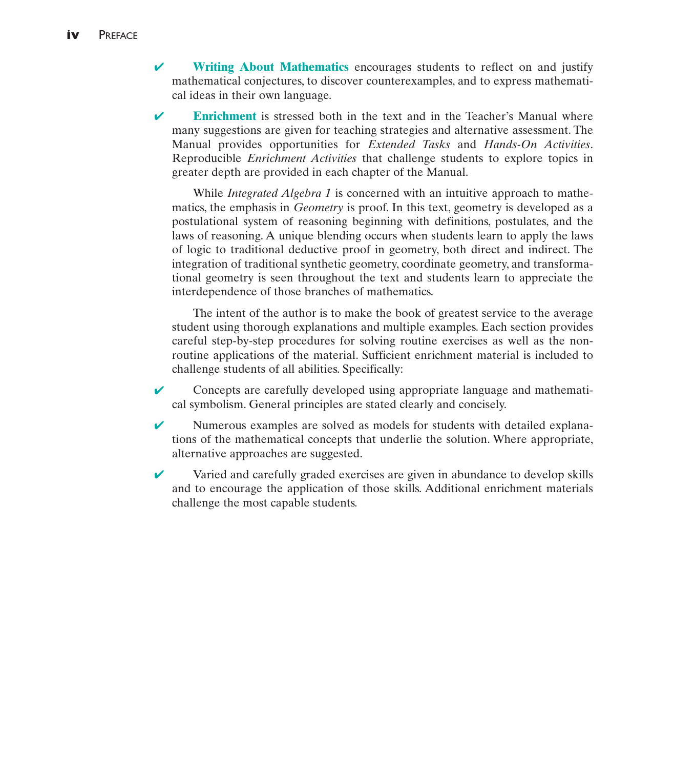✔ **Writing About Mathematics** encourages students to reflect on and justify mathematical conjectures, to discover counterexamples, and to express mathematical ideas in their own language.

✔ **Enrichment** is stressed both in the text and in the Teacher's Manual where many suggestions are given for teaching strategies and alternative assessment. The Manual provides opportunities for *Extended Tasks* and *Hands-On Activities*. Reproducible *Enrichment Activities* that challenge students to explore topics in greater depth are provided in each chapter of the Manual.

While *Integrated Algebra 1* is concerned with an intuitive approach to mathematics, the emphasis in *Geometry* is proof. In this text, geometry is developed as a postulational system of reasoning beginning with definitions, postulates, and the laws of reasoning. A unique blending occurs when students learn to apply the laws of logic to traditional deductive proof in geometry, both direct and indirect. The integration of traditional synthetic geometry, coordinate geometry, and transformational geometry is seen throughout the text and students learn to appreciate the interdependence of those branches of mathematics.

The intent of the author is to make the book of greatest service to the average student using thorough explanations and multiple examples. Each section provides careful step-by-step procedures for solving routine exercises as well as the nonroutine applications of the material. Sufficient enrichment material is included to challenge students of all abilities. Specifically:

✔ Concepts are carefully developed using appropriate language and mathematical symbolism. General principles are stated clearly and concisely.

✔ Numerous examples are solved as models for students with detailed explanations of the mathematical concepts that underlie the solution. Where appropriate, alternative approaches are suggested.

✔ Varied and carefully graded exercises are given in abundance to develop skills and to encourage the application of those skills. Additional enrichment materials challenge the most capable students.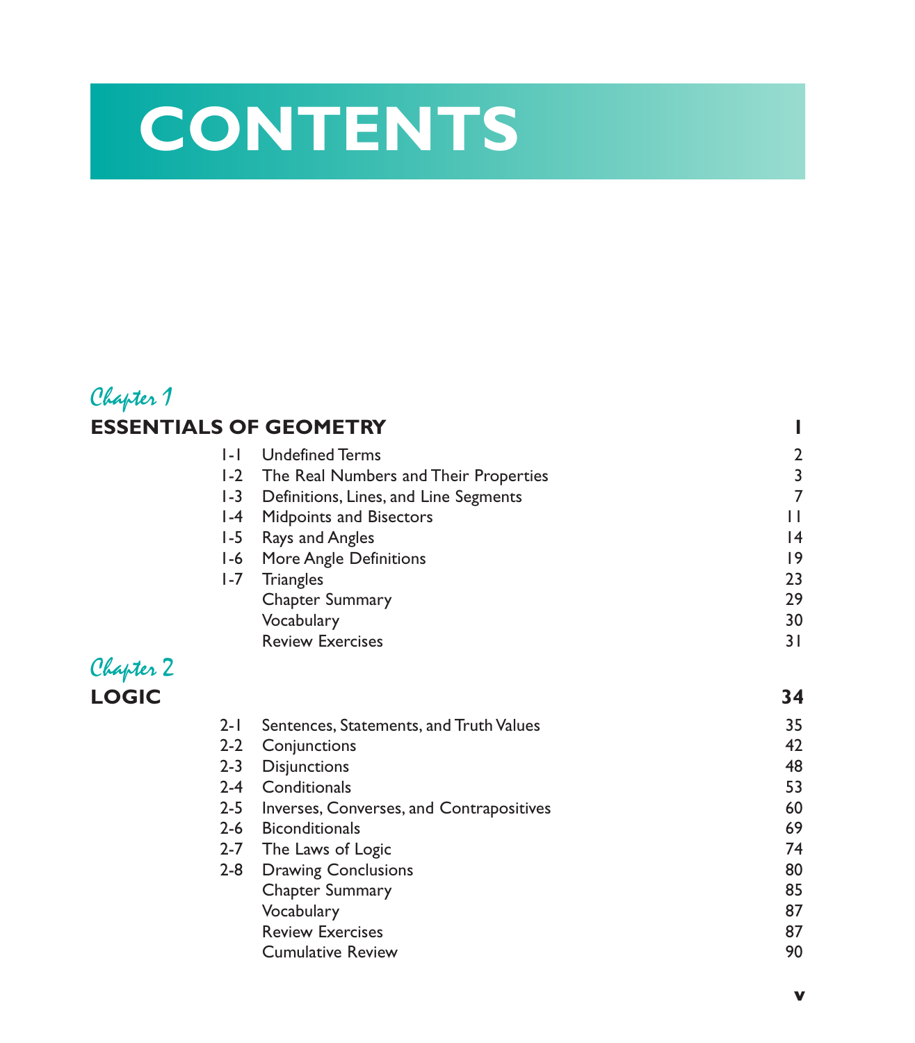# CONTENTS

## Chapter 1

## ESSENTIALS OF GEOMETRY 1

| | | |
|---|---|---|
| 1-1 | Undefined Terms | 2 |
| 1-2 | The Real Numbers and Their Properties | 3 |
| 1-3 | Definitions, Lines, and Line Segments | 7 |
| 1-4 | Midpoints and Bisectors | 11 |
| 1-5 | Rays and Angles | 14 |
| 1-6 | More Angle Definitions | 19 |
| 1-7 | Triangles | 23 |
| | Chapter Summary | 29 |
| | Vocabulary | 30 |
| | Review Exercises | 31 |

## Chapter 2

## LOGIC 34

| | | |
|---|---|---|
| 2-1 | Sentences, Statements, and Truth Values | 35 |
| 2-2 | Conjunctions | 42 |
| 2-3 | Disjunctions | 48 |
| 2-4 | Conditionals | 53 |
| 2-5 | Inverses, Converses, and Contrapositives | 60 |
| 2-6 | Biconditionals | 69 |
| 2-7 | The Laws of Logic | 74 |
| 2-8 | Drawing Conclusions | 80 |
| | Chapter Summary | 85 |
| | Vocabulary | 87 |
| | Review Exercises | 87 |
| | Cumulative Review | 90 |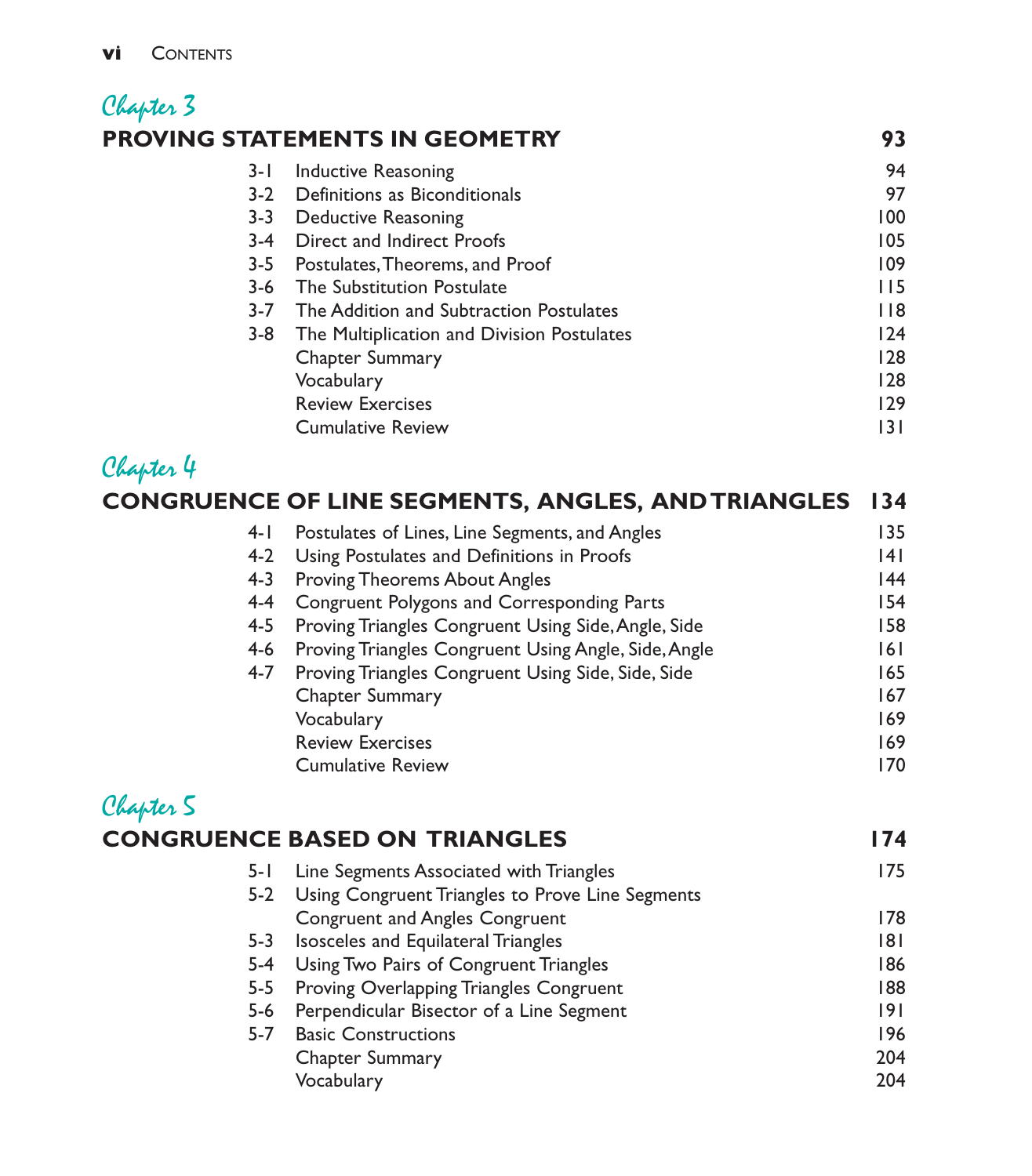## Chapter 3

### PROVING STATEMENTS IN GEOMETRY — 93

| | | |
|---|---|---|
| 3-1 | Inductive Reasoning | 94 |
| 3-2 | Definitions as Biconditionals | 97 |
| 3-3 | Deductive Reasoning | 100 |
| 3-4 | Direct and Indirect Proofs | 105 |
| 3-5 | Postulates, Theorems, and Proof | 109 |
| 3-6 | The Substitution Postulate | 115 |
| 3-7 | The Addition and Subtraction Postulates | 118 |
| 3-8 | The Multiplication and Division Postulates | 124 |
| | Chapter Summary | 128 |
| | Vocabulary | 128 |
| | Review Exercises | 129 |
| | Cumulative Review | 131 |

## Chapter 4

### CONGRUENCE OF LINE SEGMENTS, ANGLES, AND TRIANGLES — 134

| | | |
|---|---|---|
| 4-1 | Postulates of Lines, Line Segments, and Angles | 135 |
| 4-2 | Using Postulates and Definitions in Proofs | 141 |
| 4-3 | Proving Theorems About Angles | 144 |
| 4-4 | Congruent Polygons and Corresponding Parts | 154 |
| 4-5 | Proving Triangles Congruent Using Side, Angle, Side | 158 |
| 4-6 | Proving Triangles Congruent Using Angle, Side, Angle | 161 |
| 4-7 | Proving Triangles Congruent Using Side, Side, Side | 165 |
| | Chapter Summary | 167 |
| | Vocabulary | 169 |
| | Review Exercises | 169 |
| | Cumulative Review | 170 |

## Chapter 5

### CONGRUENCE BASED ON TRIANGLES — 174

| | | |
|---|---|---|
| 5-1 | Line Segments Associated with Triangles | 175 |
| 5-2 | Using Congruent Triangles to Prove Line Segments Congruent and Angles Congruent | 178 |
| 5-3 | Isosceles and Equilateral Triangles | 181 |
| 5-4 | Using Two Pairs of Congruent Triangles | 186 |
| 5-5 | Proving Overlapping Triangles Congruent | 188 |
| 5-6 | Perpendicular Bisector of a Line Segment | 191 |
| 5-7 | Basic Constructions | 196 |
| | Chapter Summary | 204 |
| | Vocabulary | 204 |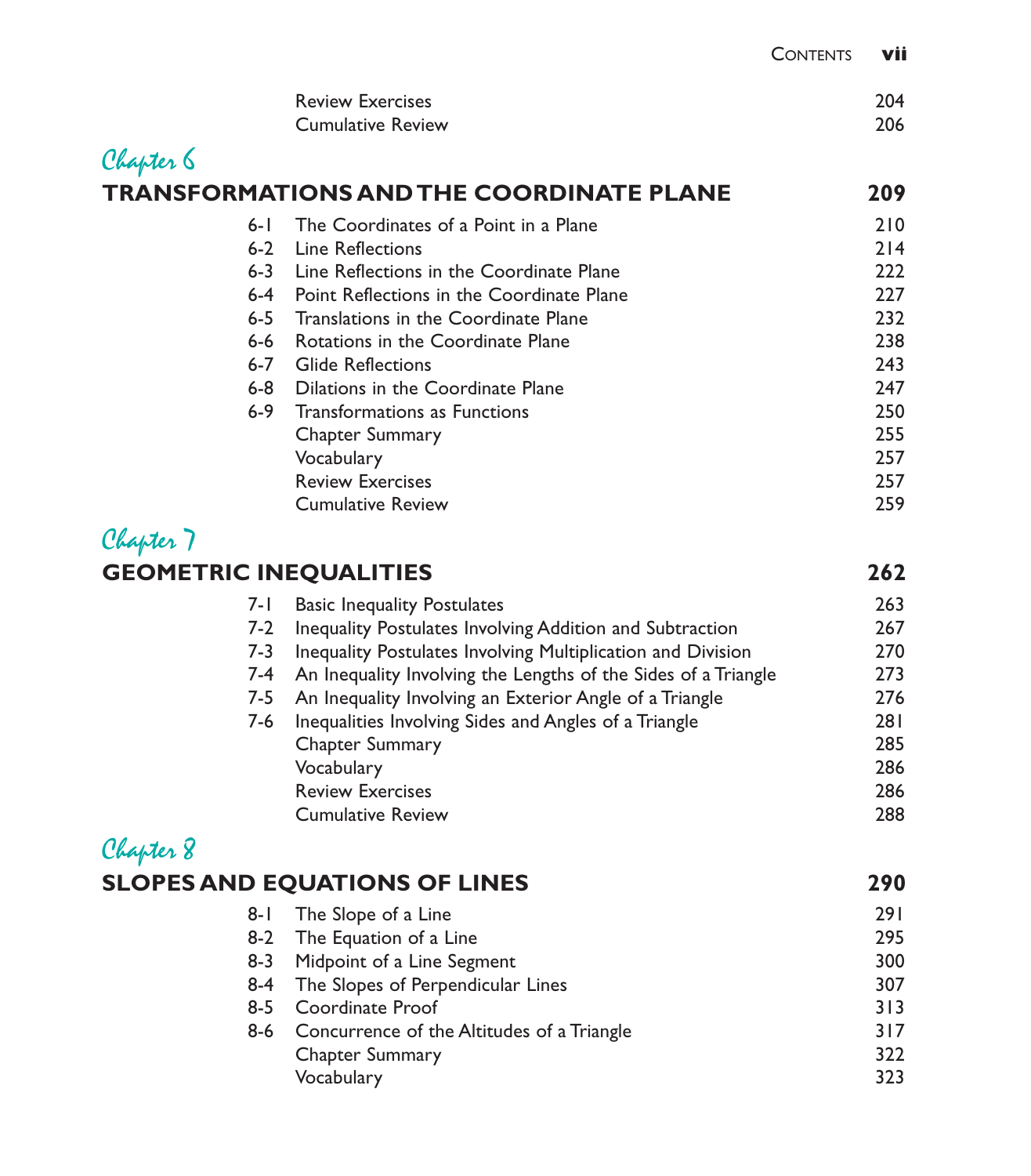| | | |
|---|---|---|
| | Review Exercises | 204 |
| | Cumulative Review | 206 |

## Chapter 6
## TRANSFORMATIONS AND THE COORDINATE PLANE — 209

| | | |
|---|---|---|
| 6-1 | The Coordinates of a Point in a Plane | 210 |
| 6-2 | Line Reflections | 214 |
| 6-3 | Line Reflections in the Coordinate Plane | 222 |
| 6-4 | Point Reflections in the Coordinate Plane | 227 |
| 6-5 | Translations in the Coordinate Plane | 232 |
| 6-6 | Rotations in the Coordinate Plane | 238 |
| 6-7 | Glide Reflections | 243 |
| 6-8 | Dilations in the Coordinate Plane | 247 |
| 6-9 | Transformations as Functions | 250 |
| | Chapter Summary | 255 |
| | Vocabulary | 257 |
| | Review Exercises | 257 |
| | Cumulative Review | 259 |

## Chapter 7
## GEOMETRIC INEQUALITIES — 262

| | | |
|---|---|---|
| 7-1 | Basic Inequality Postulates | 263 |
| 7-2 | Inequality Postulates Involving Addition and Subtraction | 267 |
| 7-3 | Inequality Postulates Involving Multiplication and Division | 270 |
| 7-4 | An Inequality Involving the Lengths of the Sides of a Triangle | 273 |
| 7-5 | An Inequality Involving an Exterior Angle of a Triangle | 276 |
| 7-6 | Inequalities Involving Sides and Angles of a Triangle | 281 |
| | Chapter Summary | 285 |
| | Vocabulary | 286 |
| | Review Exercises | 286 |
| | Cumulative Review | 288 |

## Chapter 8
## SLOPES AND EQUATIONS OF LINES — 290

| | | |
|---|---|---|
| 8-1 | The Slope of a Line | 291 |
| 8-2 | The Equation of a Line | 295 |
| 8-3 | Midpoint of a Line Segment | 300 |
| 8-4 | The Slopes of Perpendicular Lines | 307 |
| 8-5 | Coordinate Proof | 313 |
| 8-6 | Concurrence of the Altitudes of a Triangle | 317 |
| | Chapter Summary | 322 |
| | Vocabulary | 323 |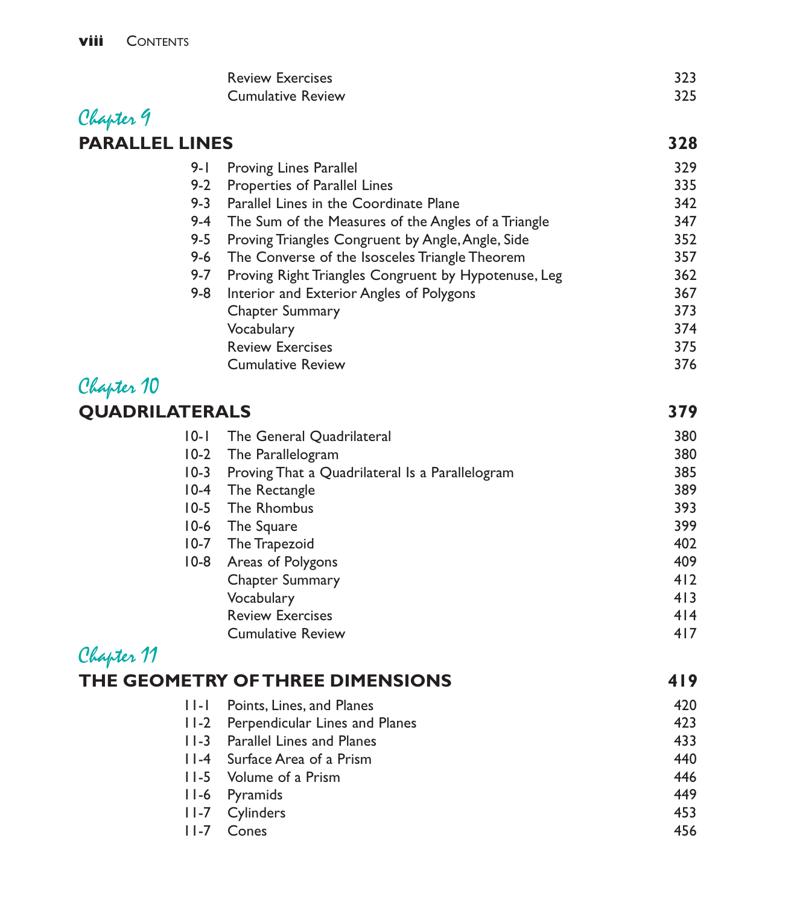| | | |
|---|---|---|
| | Review Exercises | 323 |
| | Cumulative Review | 325 |

## *Chapter 9*
## PARALLEL LINES — 328

| | | |
|---|---|---|
| 9-1 | Proving Lines Parallel | 329 |
| 9-2 | Properties of Parallel Lines | 335 |
| 9-3 | Parallel Lines in the Coordinate Plane | 342 |
| 9-4 | The Sum of the Measures of the Angles of a Triangle | 347 |
| 9-5 | Proving Triangles Congruent by Angle, Angle, Side | 352 |
| 9-6 | The Converse of the Isosceles Triangle Theorem | 357 |
| 9-7 | Proving Right Triangles Congruent by Hypotenuse, Leg | 362 |
| 9-8 | Interior and Exterior Angles of Polygons | 367 |
| | Chapter Summary | 373 |
| | Vocabulary | 374 |
| | Review Exercises | 375 |
| | Cumulative Review | 376 |

## *Chapter 10*
## QUADRILATERALS — 379

| | | |
|---|---|---|
| 10-1 | The General Quadrilateral | 380 |
| 10-2 | The Parallelogram | 380 |
| 10-3 | Proving That a Quadrilateral Is a Parallelogram | 385 |
| 10-4 | The Rectangle | 389 |
| 10-5 | The Rhombus | 393 |
| 10-6 | The Square | 399 |
| 10-7 | The Trapezoid | 402 |
| 10-8 | Areas of Polygons | 409 |
| | Chapter Summary | 412 |
| | Vocabulary | 413 |
| | Review Exercises | 414 |
| | Cumulative Review | 417 |

## *Chapter 11*
## THE GEOMETRY OF THREE DIMENSIONS — 419

| | | |
|---|---|---|
| 11-1 | Points, Lines, and Planes | 420 |
| 11-2 | Perpendicular Lines and Planes | 423 |
| 11-3 | Parallel Lines and Planes | 433 |
| 11-4 | Surface Area of a Prism | 440 |
| 11-5 | Volume of a Prism | 446 |
| 11-6 | Pyramids | 449 |
| 11-7 | Cylinders | 453 |
| 11-7 | Cones | 456 |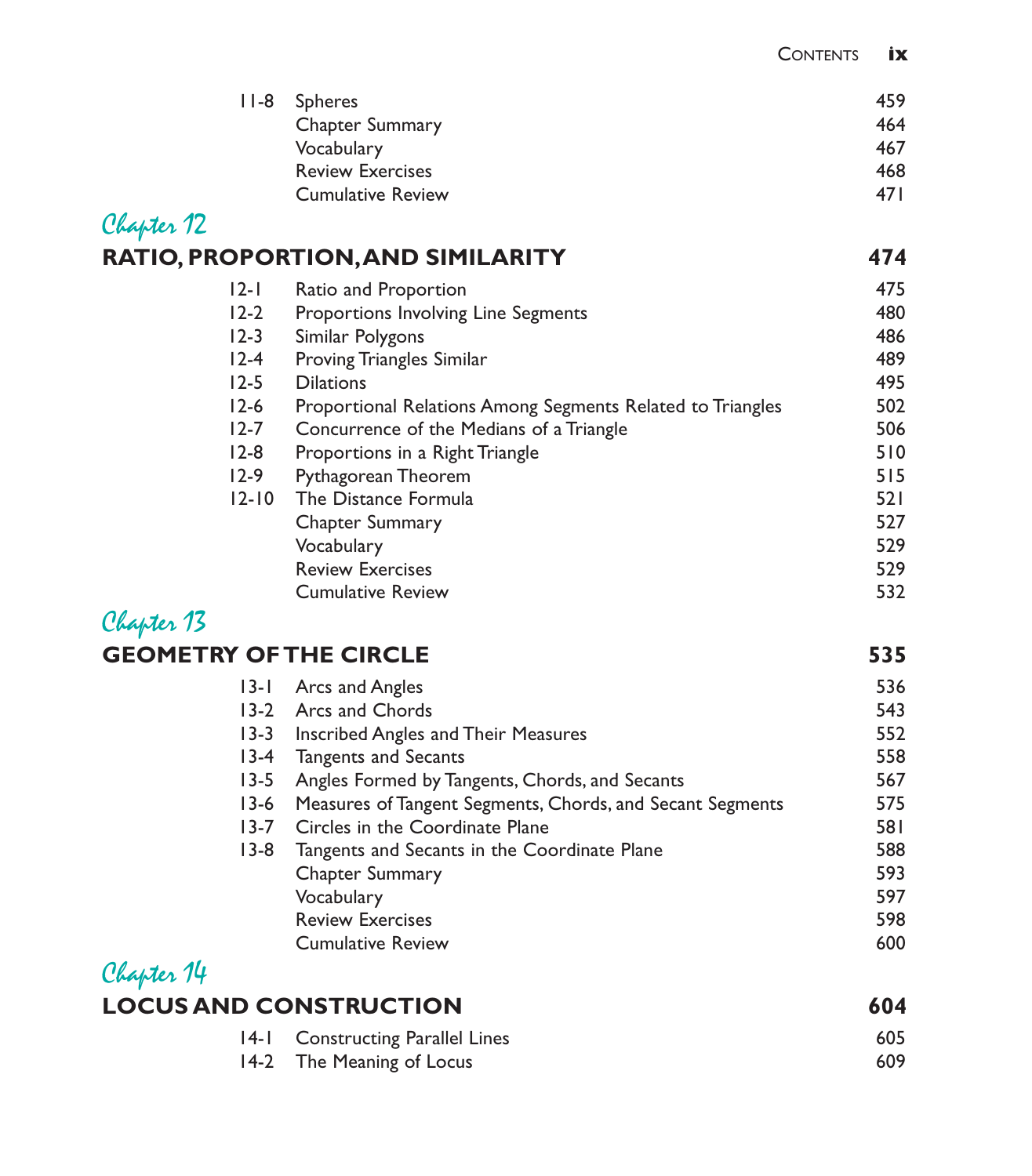| | | |
|---|---|---|
| 11-8 | Spheres | 459 |
| | Chapter Summary | 464 |
| | Vocabulary | 467 |
| | Review Exercises | 468 |
| | Cumulative Review | 471 |

## Chapter 12

## RATIO, PROPORTION, AND SIMILARITY — 474

| | | |
|---|---|---|
| 12-1 | Ratio and Proportion | 475 |
| 12-2 | Proportions Involving Line Segments | 480 |
| 12-3 | Similar Polygons | 486 |
| 12-4 | Proving Triangles Similar | 489 |
| 12-5 | Dilations | 495 |
| 12-6 | Proportional Relations Among Segments Related to Triangles | 502 |
| 12-7 | Concurrence of the Medians of a Triangle | 506 |
| 12-8 | Proportions in a Right Triangle | 510 |
| 12-9 | Pythagorean Theorem | 515 |
| 12-10 | The Distance Formula | 521 |
| | Chapter Summary | 527 |
| | Vocabulary | 529 |
| | Review Exercises | 529 |
| | Cumulative Review | 532 |

## Chapter 13

## GEOMETRY OF THE CIRCLE — 535

| | | |
|---|---|---|
| 13-1 | Arcs and Angles | 536 |
| 13-2 | Arcs and Chords | 543 |
| 13-3 | Inscribed Angles and Their Measures | 552 |
| 13-4 | Tangents and Secants | 558 |
| 13-5 | Angles Formed by Tangents, Chords, and Secants | 567 |
| 13-6 | Measures of Tangent Segments, Chords, and Secant Segments | 575 |
| 13-7 | Circles in the Coordinate Plane | 581 |
| 13-8 | Tangents and Secants in the Coordinate Plane | 588 |
| | Chapter Summary | 593 |
| | Vocabulary | 597 |
| | Review Exercises | 598 |
| | Cumulative Review | 600 |

## Chapter 14

## LOCUS AND CONSTRUCTION — 604

| | | |
|---|---|---|
| 14-1 | Constructing Parallel Lines | 605 |
| 14-2 | The Meaning of Locus | 609 |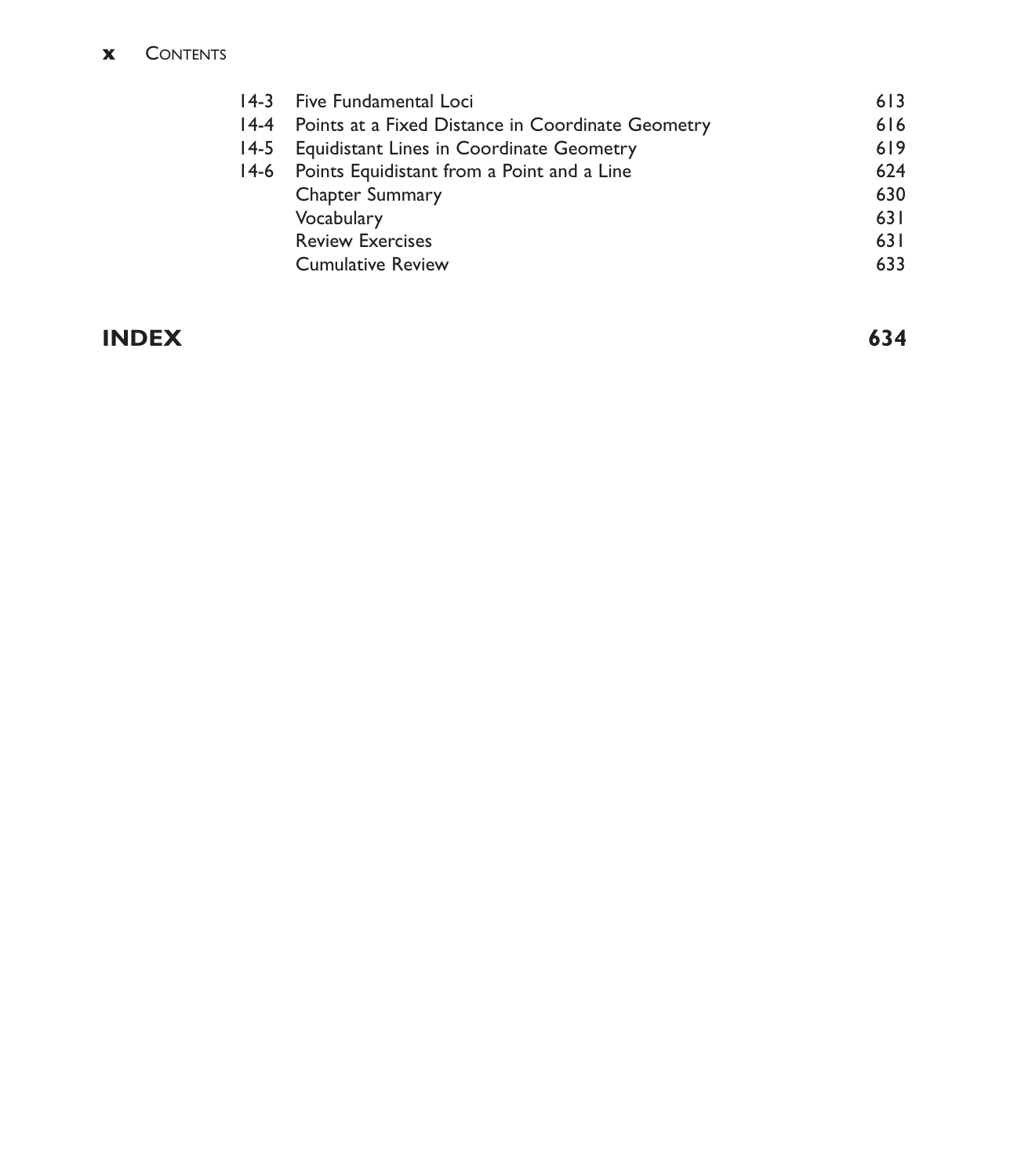| | | |
|---|---|---|
| 14-3 | Five Fundamental Loci | 613 |
| 14-4 | Points at a Fixed Distance in Coordinate Geometry | 616 |
| 14-5 | Equidistant Lines in Coordinate Geometry | 619 |
| 14-6 | Points Equidistant from a Point and a Line | 624 |
| | Chapter Summary | 630 |
| | Vocabulary | 631 |
| | Review Exercises | 631 |
| | Cumulative Review | 633 |

**INDEX** **634**